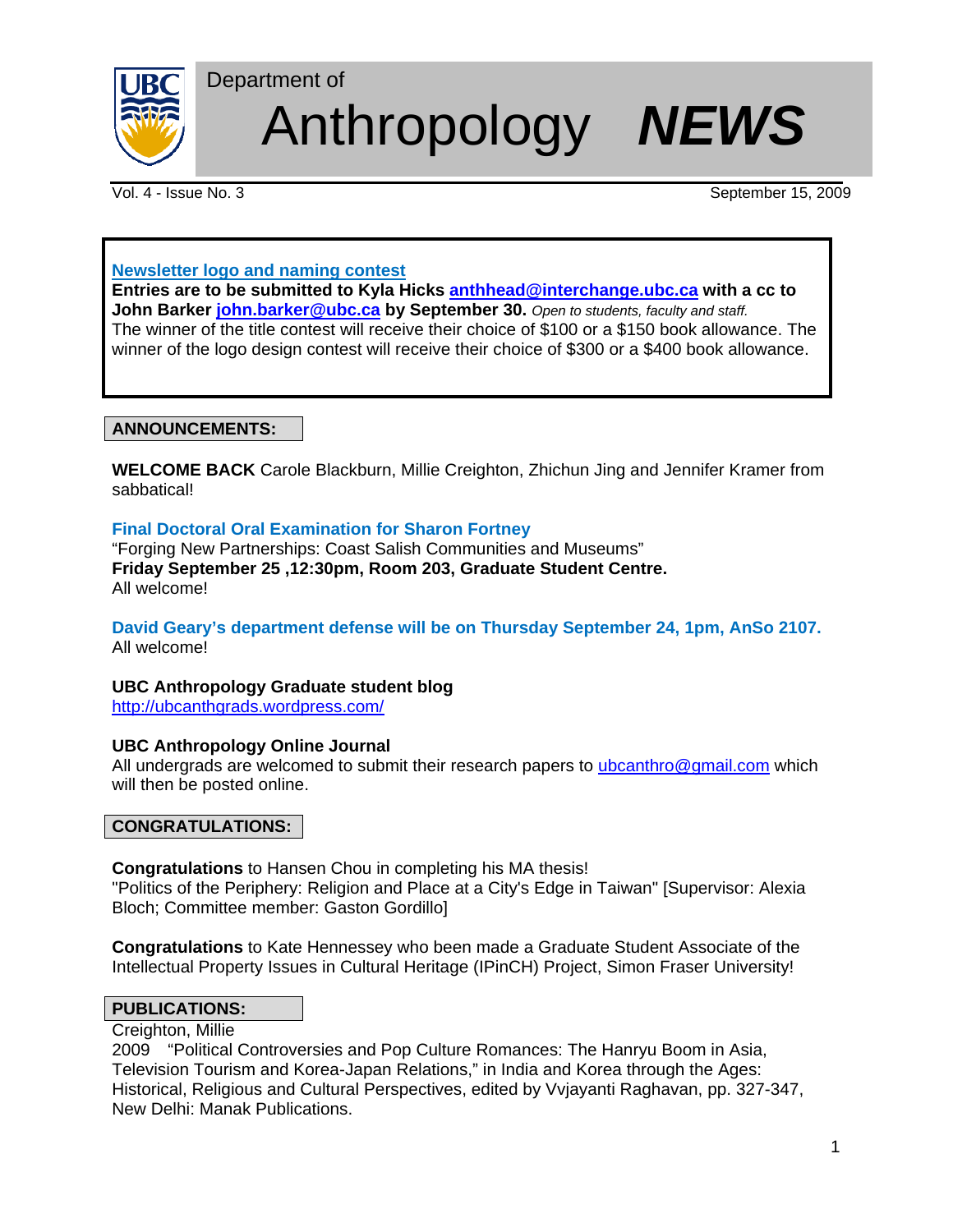# Department of Anthropology NEWS

Vol. 4 - Issue No. 3 September 15, 2009

**Newsletter logo and naming contest**

**Entries are to be submitted to Kyla Hicks anthhead@interchange.ubc.ca with a cc to John Barker john.barker@ubc.ca by September 30.** *Open to students, faculty and staff.*
The winner of the title contest will receive their choice of $100 or a $150 book allowance. The winner of the logo design contest will receive their choice of $300 or a $400 book allowance.

## ANNOUNCEMENTS:

**WELCOME BACK** Carole Blackburn, Millie Creighton, Zhichun Jing and Jennifer Kramer from sabbatical!

**Final Doctoral Oral Examination for Sharon Fortney**
"Forging New Partnerships: Coast Salish Communities and Museums"
**Friday September 25 ,12:30pm, Room 203, Graduate Student Centre.**
All welcome!

**David Geary's department defense will be on Thursday September 24, 1pm, AnSo 2107.**
All welcome!

**UBC Anthropology Graduate student blog**
http://ubcanthgrads.wordpress.com/

**UBC Anthropology Online Journal**
All undergrads are welcomed to submit their research papers to ubcanthro@gmail.com which will then be posted online.

## CONGRATULATIONS:

**Congratulations** to Hansen Chou in completing his MA thesis!
"Politics of the Periphery: Religion and Place at a City's Edge in Taiwan" [Supervisor: Alexia Bloch; Committee member: Gaston Gordillo]

**Congratulations** to Kate Hennessey who been made a Graduate Student Associate of the Intellectual Property Issues in Cultural Heritage (IPinCH) Project, Simon Fraser University!

## PUBLICATIONS:

Creighton, Millie
2009 "Political Controversies and Pop Culture Romances: The Hanryu Boom in Asia, Television Tourism and Korea-Japan Relations," in India and Korea through the Ages: Historical, Religious and Cultural Perspectives, edited by Vvjayanti Raghavan, pp. 327-347, New Delhi: Manak Publications.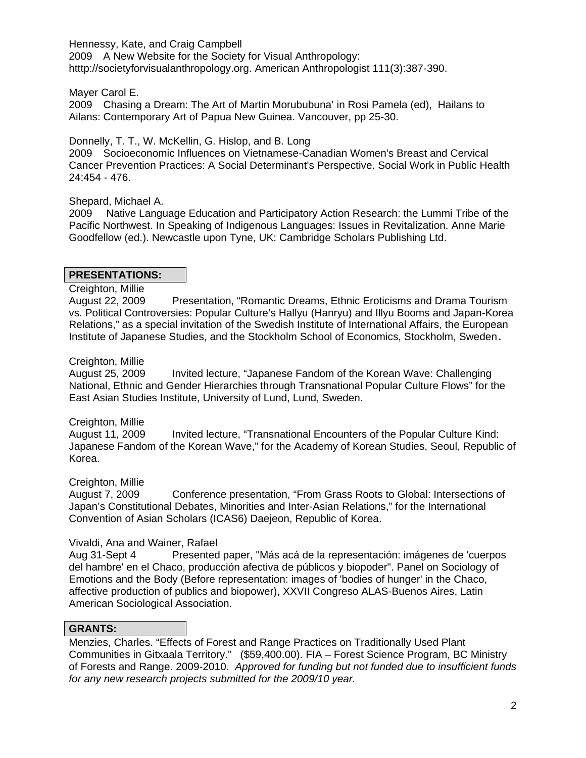Hennessy, Kate, and Craig Campbell
2009 A New Website for the Society for Visual Anthropology: htttp://societyforvisualanthropology.org. American Anthropologist 111(3):387-390.

Mayer Carol E.
2009 Chasing a Dream: The Art of Martin Morububuna' in Rosi Pamela (ed), Hailans to Ailans: Contemporary Art of Papua New Guinea. Vancouver, pp 25-30.

Donnelly, T. T., W. McKellin, G. Hislop, and B. Long
2009 Socioeconomic Influences on Vietnamese-Canadian Women's Breast and Cervical Cancer Prevention Practices: A Social Determinant's Perspective. Social Work in Public Health 24:454 - 476.

Shepard, Michael A.
2009 Native Language Education and Participatory Action Research: the Lummi Tribe of the Pacific Northwest. In Speaking of Indigenous Languages: Issues in Revitalization. Anne Marie Goodfellow (ed.). Newcastle upon Tyne, UK: Cambridge Scholars Publishing Ltd.

## PRESENTATIONS:

Creighton, Millie
August 22, 2009 Presentation, "Romantic Dreams, Ethnic Eroticisms and Drama Tourism vs. Political Controversies: Popular Culture's Hallyu (Hanryu) and Illyu Booms and Japan-Korea Relations," as a special invitation of the Swedish Institute of International Affairs, the European Institute of Japanese Studies, and the Stockholm School of Economics, Stockholm, Sweden.

Creighton, Millie
August 25, 2009 Invited lecture, "Japanese Fandom of the Korean Wave: Challenging National, Ethnic and Gender Hierarchies through Transnational Popular Culture Flows" for the East Asian Studies Institute, University of Lund, Lund, Sweden.

Creighton, Millie
August 11, 2009 Invited lecture, "Transnational Encounters of the Popular Culture Kind: Japanese Fandom of the Korean Wave," for the Academy of Korean Studies, Seoul, Republic of Korea.

Creighton, Millie
August 7, 2009 Conference presentation, "From Grass Roots to Global: Intersections of Japan's Constitutional Debates, Minorities and Inter-Asian Relations," for the International Convention of Asian Scholars (ICAS6) Daejeon, Republic of Korea.

Vivaldi, Ana and Wainer, Rafael
Aug 31-Sept 4 Presented paper, "Más acá de la representación: imágenes de 'cuerpos del hambre' en el Chaco, producción afectiva de públicos y biopoder". Panel on Sociology of Emotions and the Body (Before representation: images of 'bodies of hunger' in the Chaco, affective production of publics and biopower), XXVII Congreso ALAS-Buenos Aires, Latin American Sociological Association.

## GRANTS:

Menzies, Charles. "Effects of Forest and Range Practices on Traditionally Used Plant Communities in Gitxaala Territory." ($59,400.00). FIA – Forest Science Program, BC Ministry of Forests and Range. 2009-2010. *Approved for funding but not funded due to insufficient funds for any new research projects submitted for the 2009/10 year.*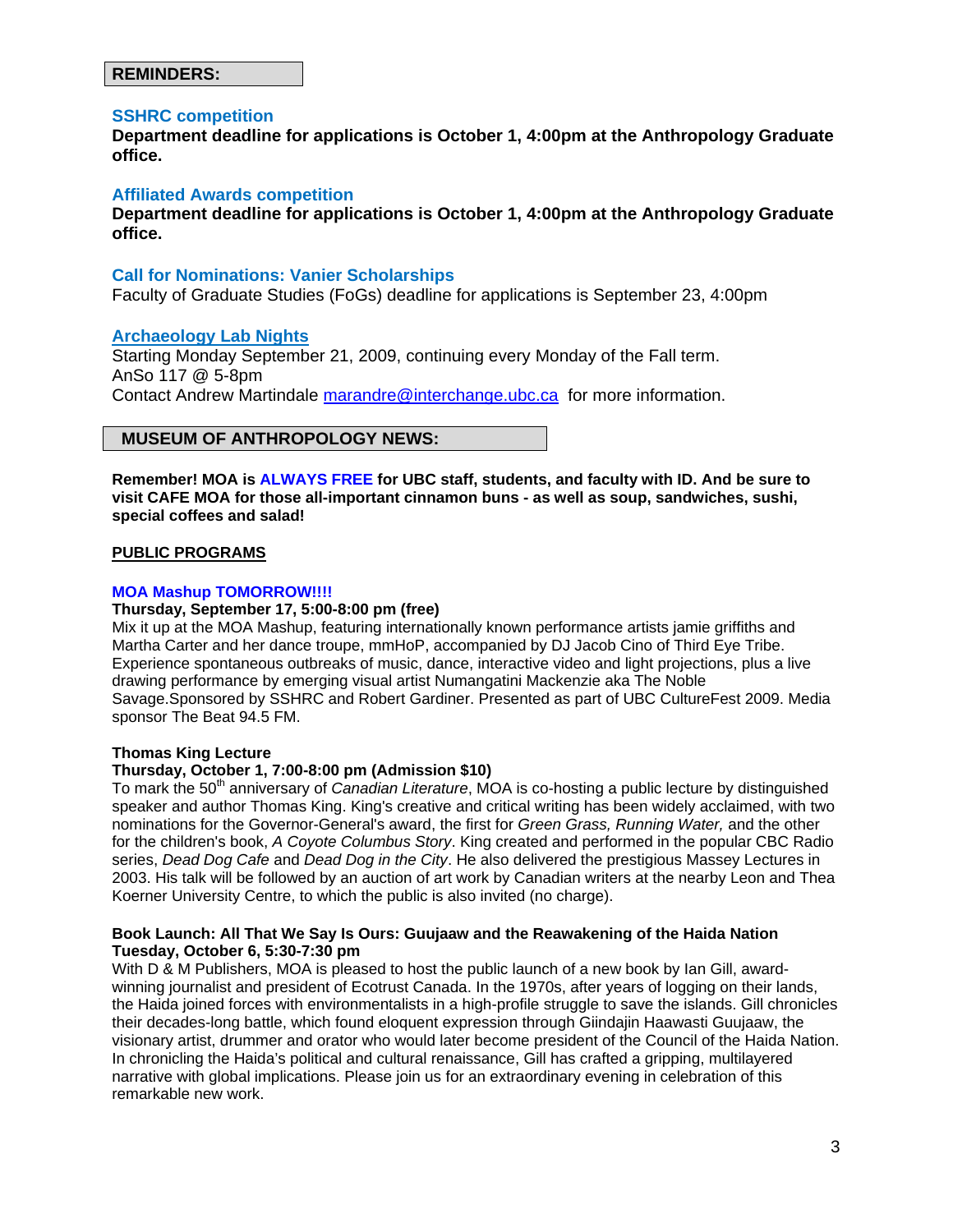## REMINDERS:

### SSHRC competition

**Department deadline for applications is October 1, 4:00pm at the Anthropology Graduate office.**

### Affiliated Awards competition

**Department deadline for applications is October 1, 4:00pm at the Anthropology Graduate office.**

### Call for Nominations: Vanier Scholarships

Faculty of Graduate Studies (FoGs) deadline for applications is September 23, 4:00pm

### Archaeology Lab Nights

Starting Monday September 21, 2009, continuing every Monday of the Fall term.
AnSo 117 @ 5-8pm
Contact Andrew Martindale marandre@interchange.ubc.ca for more information.

## MUSEUM OF ANTHROPOLOGY NEWS:

**Remember! MOA is ALWAYS FREE for UBC staff, students, and faculty with ID. And be sure to visit CAFE MOA for those all-important cinnamon buns - as well as soup, sandwiches, sushi, special coffees and salad!**

### PUBLIC PROGRAMS

**MOA Mashup TOMORROW!!!!**

**Thursday, September 17, 5:00-8:00 pm (free)**

Mix it up at the MOA Mashup, featuring internationally known performance artists jamie griffiths and Martha Carter and her dance troupe, mmHoP, accompanied by DJ Jacob Cino of Third Eye Tribe. Experience spontaneous outbreaks of music, dance, interactive video and light projections, plus a live drawing performance by emerging visual artist Numangatini Mackenzie aka The Noble Savage.Sponsored by SSHRC and Robert Gardiner. Presented as part of UBC CultureFest 2009. Media sponsor The Beat 94.5 FM.

**Thomas King Lecture**

**Thursday, October 1, 7:00-8:00 pm (Admission $10)**

To mark the 50th anniversary of *Canadian Literature*, MOA is co-hosting a public lecture by distinguished speaker and author Thomas King. King's creative and critical writing has been widely acclaimed, with two nominations for the Governor-General's award, the first for *Green Grass, Running Water,* and the other for the children's book, *A Coyote Columbus Story*. King created and performed in the popular CBC Radio series, *Dead Dog Cafe* and *Dead Dog in the City*. He also delivered the prestigious Massey Lectures in 2003. His talk will be followed by an auction of art work by Canadian writers at the nearby Leon and Thea Koerner University Centre, to which the public is also invited (no charge).

**Book Launch: All That We Say Is Ours: Guujaaw and the Reawakening of the Haida Nation**

**Tuesday, October 6, 5:30-7:30 pm**

With D & M Publishers, MOA is pleased to host the public launch of a new book by Ian Gill, award-winning journalist and president of Ecotrust Canada. In the 1970s, after years of logging on their lands, the Haida joined forces with environmentalists in a high-profile struggle to save the islands. Gill chronicles their decades-long battle, which found eloquent expression through Giindajin Haawasti Guujaaw, the visionary artist, drummer and orator who would later become president of the Council of the Haida Nation. In chronicling the Haida's political and cultural renaissance, Gill has crafted a gripping, multilayered narrative with global implications. Please join us for an extraordinary evening in celebration of this remarkable new work.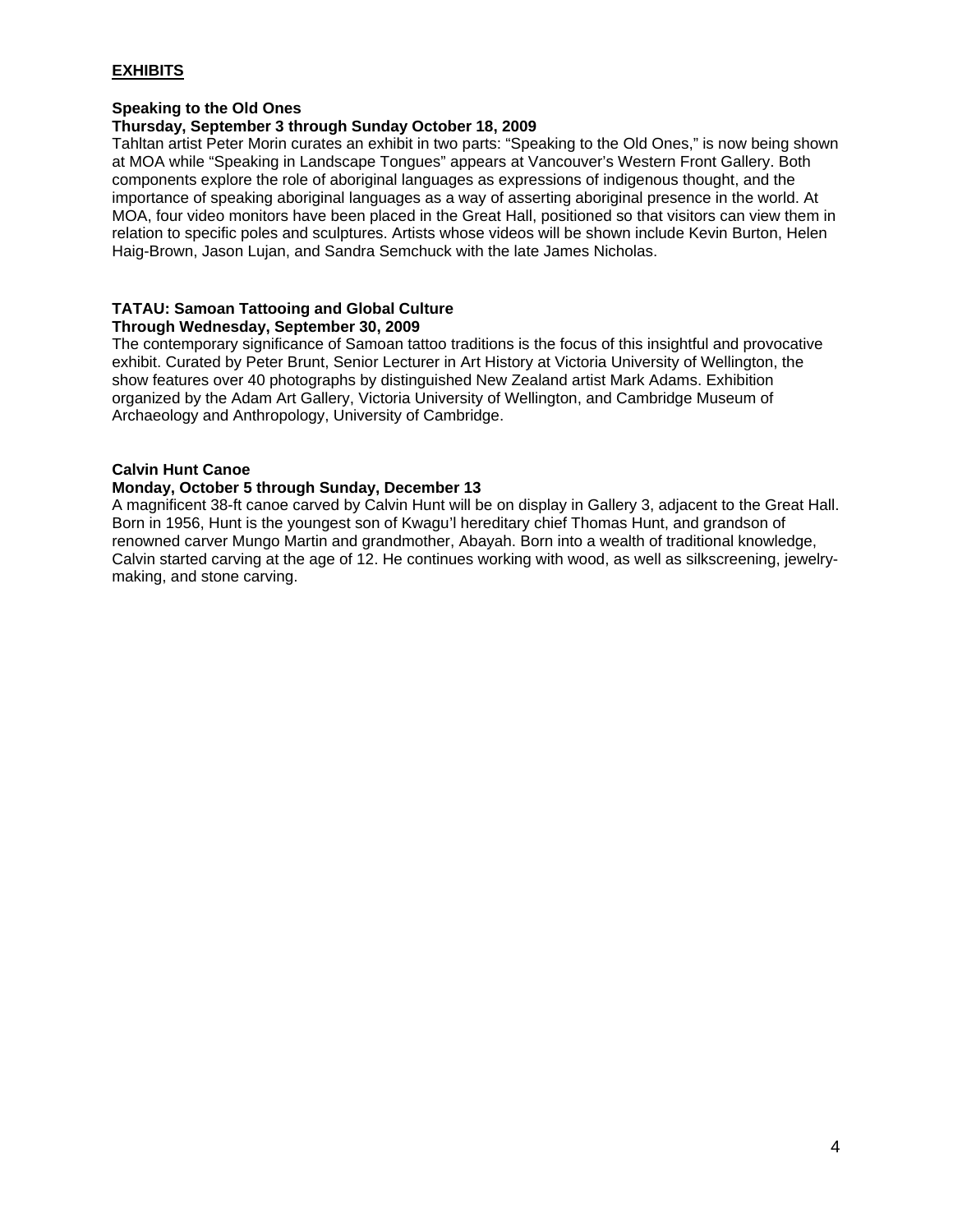## EXHIBITS

### Speaking to the Old Ones

**Thursday, September 3 through Sunday October 18, 2009**

Tahltan artist Peter Morin curates an exhibit in two parts: “Speaking to the Old Ones,” is now being shown at MOA while “Speaking in Landscape Tongues” appears at Vancouver’s Western Front Gallery. Both components explore the role of aboriginal languages as expressions of indigenous thought, and the importance of speaking aboriginal languages as a way of asserting aboriginal presence in the world. At MOA, four video monitors have been placed in the Great Hall, positioned so that visitors can view them in relation to specific poles and sculptures. Artists whose videos will be shown include Kevin Burton, Helen Haig-Brown, Jason Lujan, and Sandra Semchuck with the late James Nicholas.

### TATAU: Samoan Tattooing and Global Culture

**Through Wednesday, September 30, 2009**

The contemporary significance of Samoan tattoo traditions is the focus of this insightful and provocative exhibit. Curated by Peter Brunt, Senior Lecturer in Art History at Victoria University of Wellington, the show features over 40 photographs by distinguished New Zealand artist Mark Adams. Exhibition organized by the Adam Art Gallery, Victoria University of Wellington, and Cambridge Museum of Archaeology and Anthropology, University of Cambridge.

### Calvin Hunt Canoe

**Monday, October 5 through Sunday, December 13**

A magnificent 38-ft canoe carved by Calvin Hunt will be on display in Gallery 3, adjacent to the Great Hall. Born in 1956, Hunt is the youngest son of Kwagu’l hereditary chief Thomas Hunt, and grandson of renowned carver Mungo Martin and grandmother, Abayah. Born into a wealth of traditional knowledge, Calvin started carving at the age of 12. He continues working with wood, as well as silkscreening, jewelry-making, and stone carving.